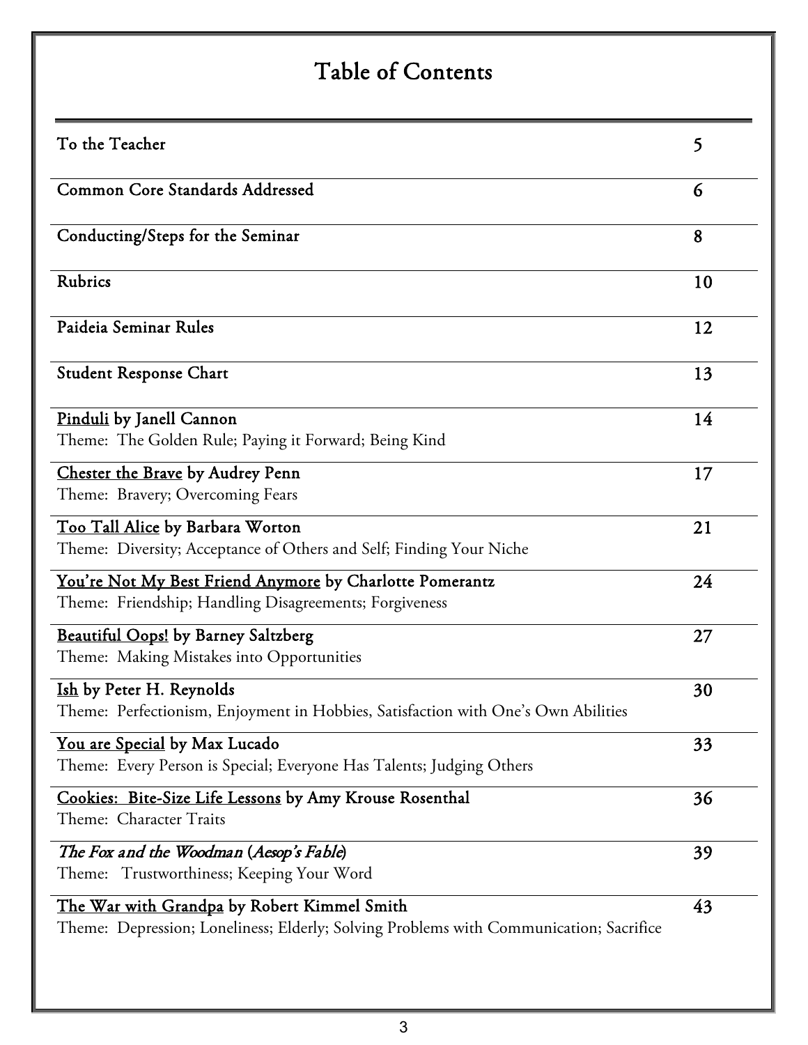# Table of Contents

| | |
|---|---|
| To the Teacher | 5 |
| Common Core Standards Addressed | 6 |
| Conducting/Steps for the Seminar | 8 |
| Rubrics | 10 |
| Paideia Seminar Rules | 12 |
| Student Response Chart | 13 |
| Pinduli by Janell Cannon<br>Theme: The Golden Rule; Paying it Forward; Being Kind | 14 |
| Chester the Brave by Audrey Penn<br>Theme: Bravery; Overcoming Fears | 17 |
| Too Tall Alice by Barbara Worton<br>Theme: Diversity; Acceptance of Others and Self; Finding Your Niche | 21 |
| You're Not My Best Friend Anymore by Charlotte Pomerantz<br>Theme: Friendship; Handling Disagreements; Forgiveness | 24 |
| Beautiful Oops! by Barney Saltzberg<br>Theme: Making Mistakes into Opportunities | 27 |
| Ish by Peter H. Reynolds<br>Theme: Perfectionism, Enjoyment in Hobbies, Satisfaction with One's Own Abilities | 30 |
| You are Special by Max Lucado<br>Theme: Every Person is Special; Everyone Has Talents; Judging Others | 33 |
| Cookies: Bite-Size Life Lessons by Amy Krouse Rosenthal<br>Theme: Character Traits | 36 |
| *The Fox and the Woodman* (*Aesop's Fable*)<br>Theme: Trustworthiness; Keeping Your Word | 39 |
| The War with Grandpa by Robert Kimmel Smith<br>Theme: Depression; Loneliness; Elderly; Solving Problems with Communication; Sacrifice | 43 |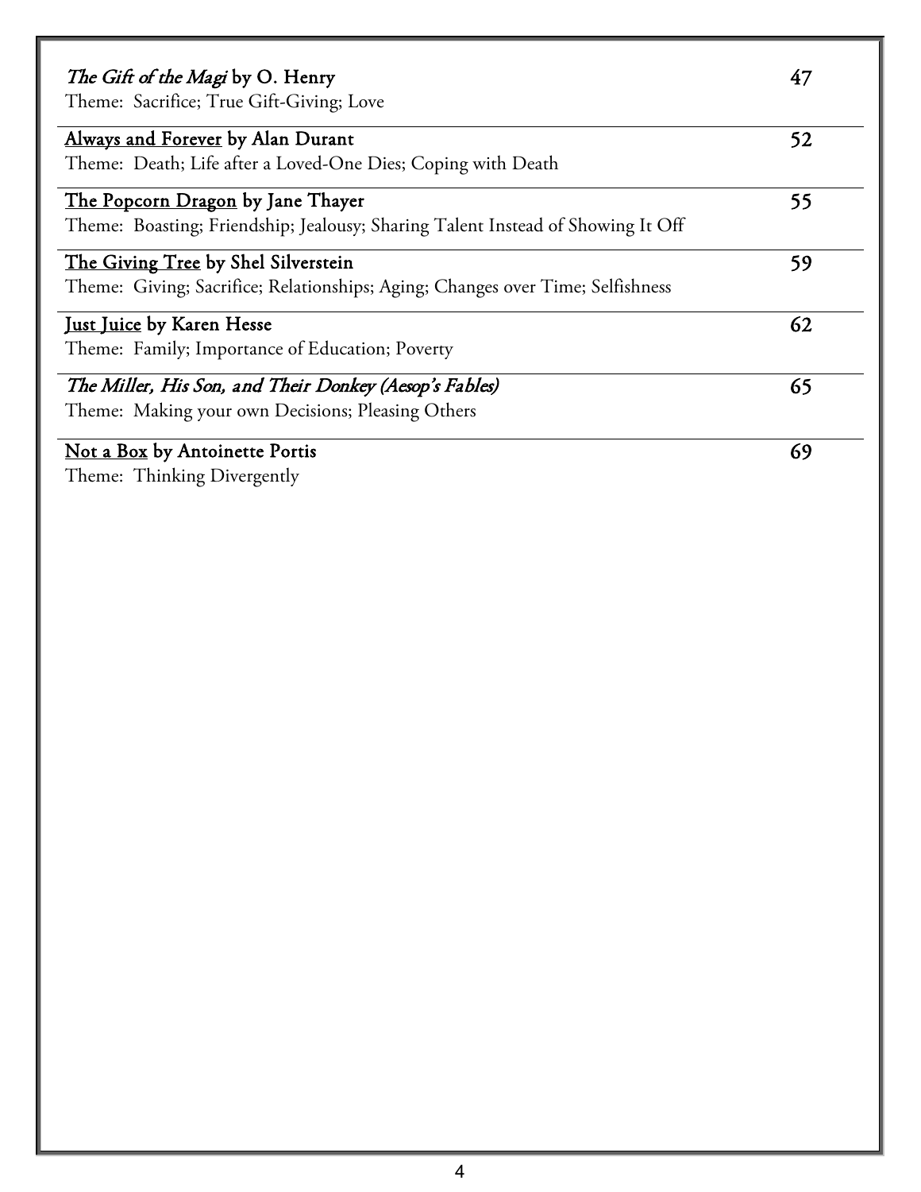*The Gift of the Magi* by O. Henry — 47
Theme: Sacrifice; True Gift-Giving; Love

Always and Forever by Alan Durant — 52
Theme: Death; Life after a Loved-One Dies; Coping with Death

The Popcorn Dragon by Jane Thayer — 55
Theme: Boasting; Friendship; Jealousy; Sharing Talent Instead of Showing It Off

The Giving Tree by Shel Silverstein — 59
Theme: Giving; Sacrifice; Relationships; Aging; Changes over Time; Selfishness

Just Juice by Karen Hesse — 62
Theme: Family; Importance of Education; Poverty

*The Miller, His Son, and Their Donkey (Aesop's Fables)* — 65
Theme: Making your own Decisions; Pleasing Others

Not a Box by Antoinette Portis — 69
Theme: Thinking Divergently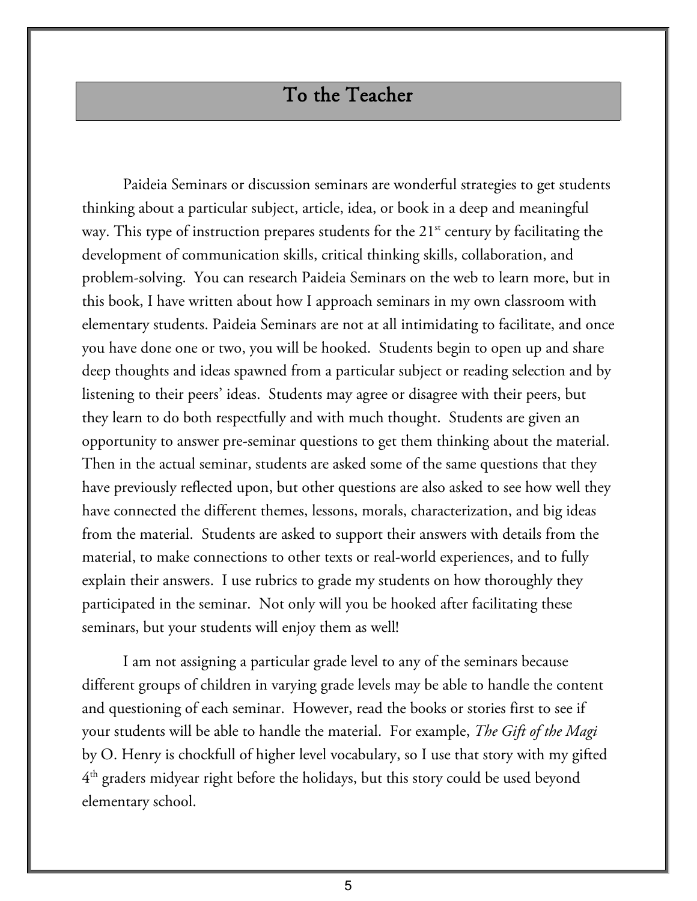## To the Teacher

Paideia Seminars or discussion seminars are wonderful strategies to get students thinking about a particular subject, article, idea, or book in a deep and meaningful way. This type of instruction prepares students for the 21st century by facilitating the development of communication skills, critical thinking skills, collaboration, and problem-solving. You can research Paideia Seminars on the web to learn more, but in this book, I have written about how I approach seminars in my own classroom with elementary students. Paideia Seminars are not at all intimidating to facilitate, and once you have done one or two, you will be hooked. Students begin to open up and share deep thoughts and ideas spawned from a particular subject or reading selection and by listening to their peers' ideas. Students may agree or disagree with their peers, but they learn to do both respectfully and with much thought. Students are given an opportunity to answer pre-seminar questions to get them thinking about the material. Then in the actual seminar, students are asked some of the same questions that they have previously reflected upon, but other questions are also asked to see how well they have connected the different themes, lessons, morals, characterization, and big ideas from the material. Students are asked to support their answers with details from the material, to make connections to other texts or real-world experiences, and to fully explain their answers. I use rubrics to grade my students on how thoroughly they participated in the seminar. Not only will you be hooked after facilitating these seminars, but your students will enjoy them as well!

I am not assigning a particular grade level to any of the seminars because different groups of children in varying grade levels may be able to handle the content and questioning of each seminar. However, read the books or stories first to see if your students will be able to handle the material. For example, *The Gift of the Magi* by O. Henry is chockfull of higher level vocabulary, so I use that story with my gifted 4th graders midyear right before the holidays, but this story could be used beyond elementary school.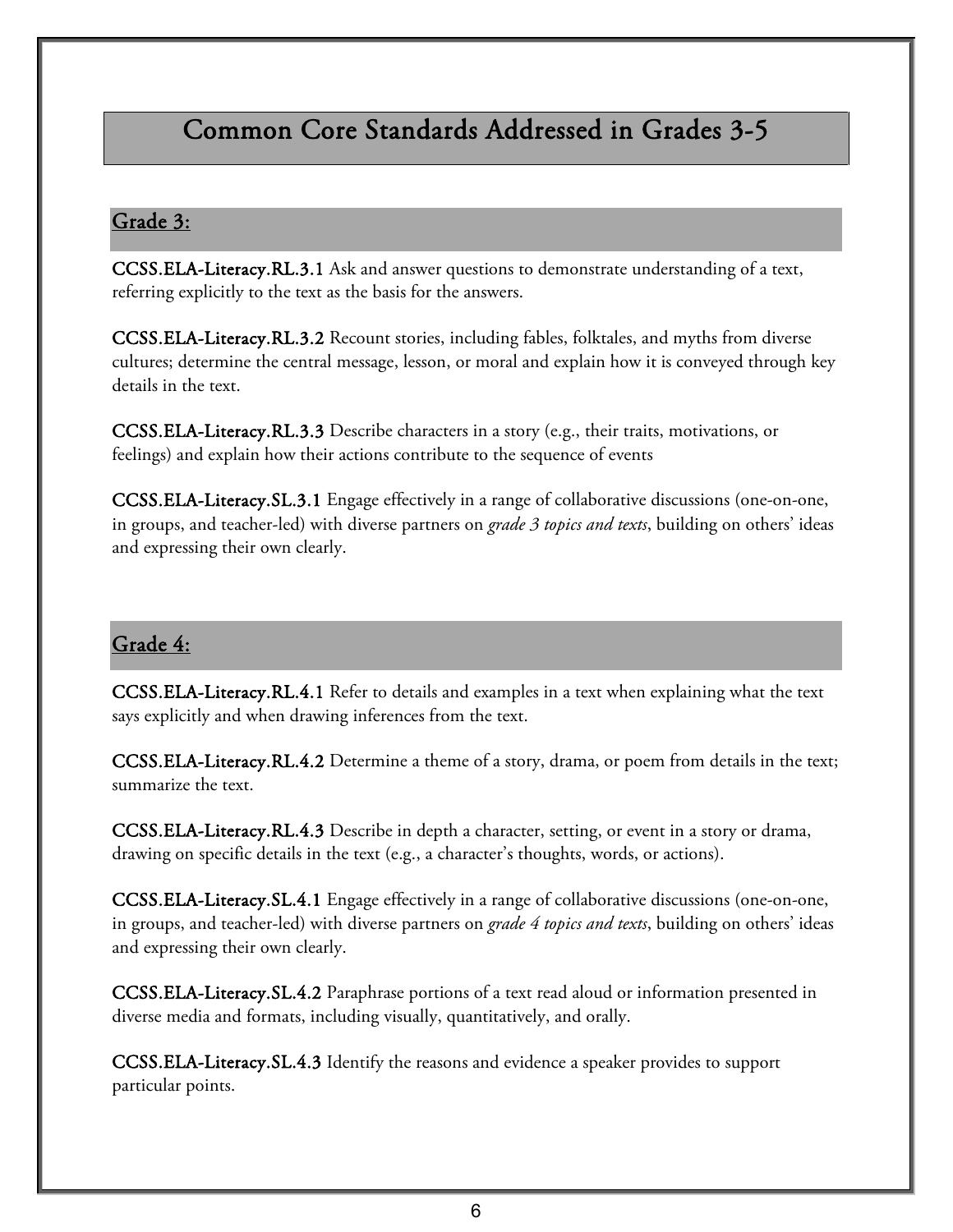# Common Core Standards Addressed in Grades 3-5

## Grade 3:

**CCSS.ELA-Literacy.RL.3.1** Ask and answer questions to demonstrate understanding of a text, referring explicitly to the text as the basis for the answers.

**CCSS.ELA-Literacy.RL.3.2** Recount stories, including fables, folktales, and myths from diverse cultures; determine the central message, lesson, or moral and explain how it is conveyed through key details in the text.

**CCSS.ELA-Literacy.RL.3.3** Describe characters in a story (e.g., their traits, motivations, or feelings) and explain how their actions contribute to the sequence of events

**CCSS.ELA-Literacy.SL.3.1** Engage effectively in a range of collaborative discussions (one-on-one, in groups, and teacher-led) with diverse partners on *grade 3 topics and texts*, building on others' ideas and expressing their own clearly.

## Grade 4:

**CCSS.ELA-Literacy.RL.4.1** Refer to details and examples in a text when explaining what the text says explicitly and when drawing inferences from the text.

**CCSS.ELA-Literacy.RL.4.2** Determine a theme of a story, drama, or poem from details in the text; summarize the text.

**CCSS.ELA-Literacy.RL.4.3** Describe in depth a character, setting, or event in a story or drama, drawing on specific details in the text (e.g., a character's thoughts, words, or actions).

**CCSS.ELA-Literacy.SL.4.1** Engage effectively in a range of collaborative discussions (one-on-one, in groups, and teacher-led) with diverse partners on *grade 4 topics and texts*, building on others' ideas and expressing their own clearly.

**CCSS.ELA-Literacy.SL.4.2** Paraphrase portions of a text read aloud or information presented in diverse media and formats, including visually, quantitatively, and orally.

**CCSS.ELA-Literacy.SL.4.3** Identify the reasons and evidence a speaker provides to support particular points.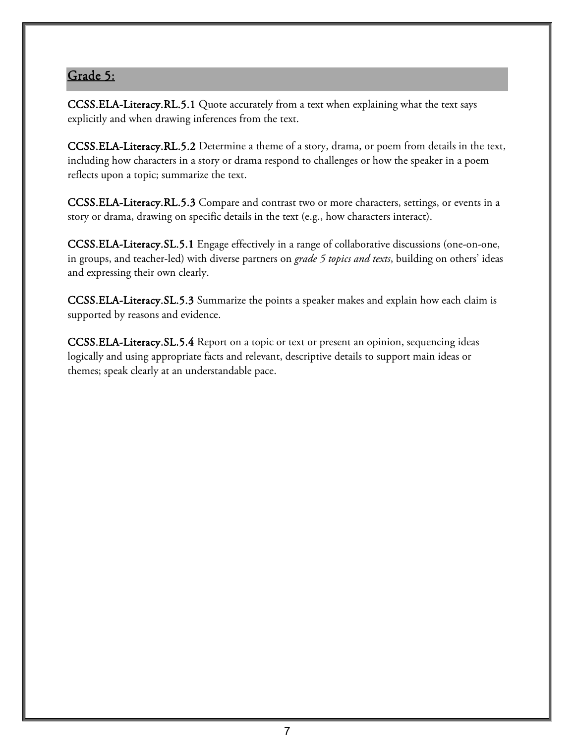## Grade 5:

**CCSS.ELA-Literacy.RL.5.1** Quote accurately from a text when explaining what the text says explicitly and when drawing inferences from the text.

**CCSS.ELA-Literacy.RL.5.2** Determine a theme of a story, drama, or poem from details in the text, including how characters in a story or drama respond to challenges or how the speaker in a poem reflects upon a topic; summarize the text.

**CCSS.ELA-Literacy.RL.5.3** Compare and contrast two or more characters, settings, or events in a story or drama, drawing on specific details in the text (e.g., how characters interact).

**CCSS.ELA-Literacy.SL.5.1** Engage effectively in a range of collaborative discussions (one-on-one, in groups, and teacher-led) with diverse partners on *grade 5 topics and texts*, building on others' ideas and expressing their own clearly.

**CCSS.ELA-Literacy.SL.5.3** Summarize the points a speaker makes and explain how each claim is supported by reasons and evidence.

**CCSS.ELA-Literacy.SL.5.4** Report on a topic or text or present an opinion, sequencing ideas logically and using appropriate facts and relevant, descriptive details to support main ideas or themes; speak clearly at an understandable pace.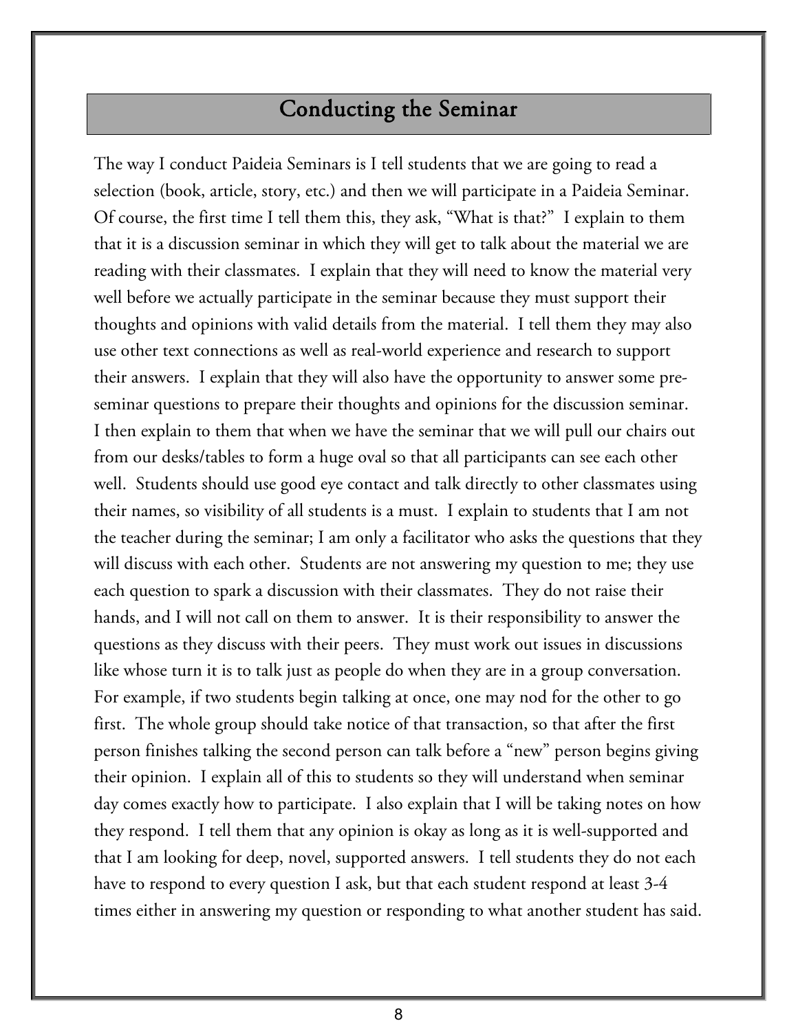## Conducting the Seminar

The way I conduct Paideia Seminars is I tell students that we are going to read a selection (book, article, story, etc.) and then we will participate in a Paideia Seminar. Of course, the first time I tell them this, they ask, "What is that?" I explain to them that it is a discussion seminar in which they will get to talk about the material we are reading with their classmates. I explain that they will need to know the material very well before we actually participate in the seminar because they must support their thoughts and opinions with valid details from the material. I tell them they may also use other text connections as well as real-world experience and research to support their answers. I explain that they will also have the opportunity to answer some pre-seminar questions to prepare their thoughts and opinions for the discussion seminar. I then explain to them that when we have the seminar that we will pull our chairs out from our desks/tables to form a huge oval so that all participants can see each other well. Students should use good eye contact and talk directly to other classmates using their names, so visibility of all students is a must. I explain to students that I am not the teacher during the seminar; I am only a facilitator who asks the questions that they will discuss with each other. Students are not answering my question to me; they use each question to spark a discussion with their classmates. They do not raise their hands, and I will not call on them to answer. It is their responsibility to answer the questions as they discuss with their peers. They must work out issues in discussions like whose turn it is to talk just as people do when they are in a group conversation. For example, if two students begin talking at once, one may nod for the other to go first. The whole group should take notice of that transaction, so that after the first person finishes talking the second person can talk before a "new" person begins giving their opinion. I explain all of this to students so they will understand when seminar day comes exactly how to participate. I also explain that I will be taking notes on how they respond. I tell them that any opinion is okay as long as it is well-supported and that I am looking for deep, novel, supported answers. I tell students they do not each have to respond to every question I ask, but that each student respond at least 3-4 times either in answering my question or responding to what another student has said.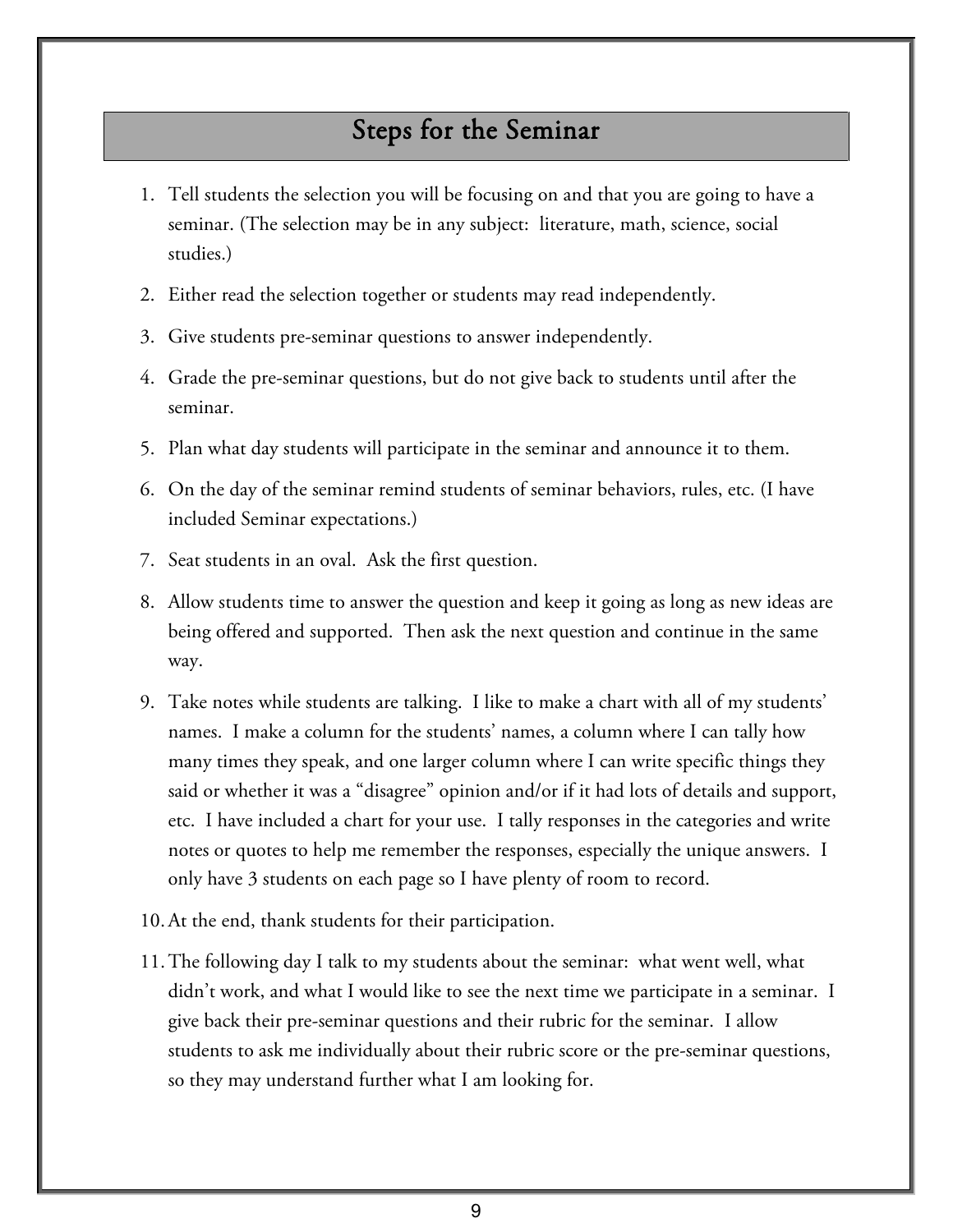## Steps for the Seminar

1. Tell students the selection you will be focusing on and that you are going to have a seminar. (The selection may be in any subject: literature, math, science, social studies.)
2. Either read the selection together or students may read independently.
3. Give students pre-seminar questions to answer independently.
4. Grade the pre-seminar questions, but do not give back to students until after the seminar.
5. Plan what day students will participate in the seminar and announce it to them.
6. On the day of the seminar remind students of seminar behaviors, rules, etc. (I have included Seminar expectations.)
7. Seat students in an oval. Ask the first question.
8. Allow students time to answer the question and keep it going as long as new ideas are being offered and supported. Then ask the next question and continue in the same way.
9. Take notes while students are talking. I like to make a chart with all of my students' names. I make a column for the students' names, a column where I can tally how many times they speak, and one larger column where I can write specific things they said or whether it was a "disagree" opinion and/or if it had lots of details and support, etc. I have included a chart for your use. I tally responses in the categories and write notes or quotes to help me remember the responses, especially the unique answers. I only have 3 students on each page so I have plenty of room to record.
10. At the end, thank students for their participation.
11. The following day I talk to my students about the seminar: what went well, what didn't work, and what I would like to see the next time we participate in a seminar. I give back their pre-seminar questions and their rubric for the seminar. I allow students to ask me individually about their rubric score or the pre-seminar questions, so they may understand further what I am looking for.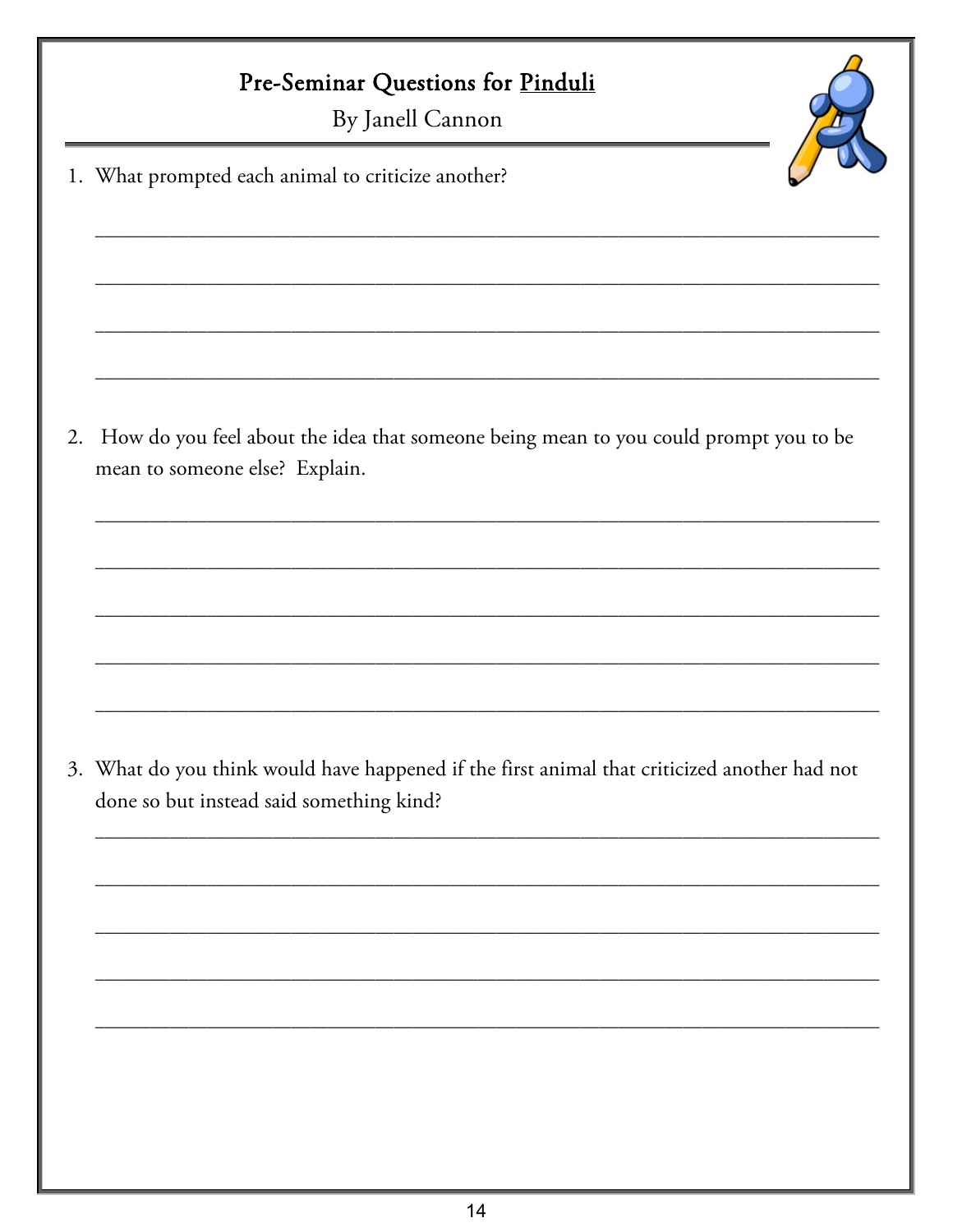# Pre-Seminar Questions for Pinduli

By Janell Cannon

1. What prompted each animal to criticize another?

___________________________________________________________________________

___________________________________________________________________________

___________________________________________________________________________

___________________________________________________________________________

2. How do you feel about the idea that someone being mean to you could prompt you to be mean to someone else? Explain.

___________________________________________________________________________

___________________________________________________________________________

___________________________________________________________________________

___________________________________________________________________________

___________________________________________________________________________

3. What do you think would have happened if the first animal that criticized another had not done so but instead said something kind?

___________________________________________________________________________

___________________________________________________________________________

___________________________________________________________________________

___________________________________________________________________________

___________________________________________________________________________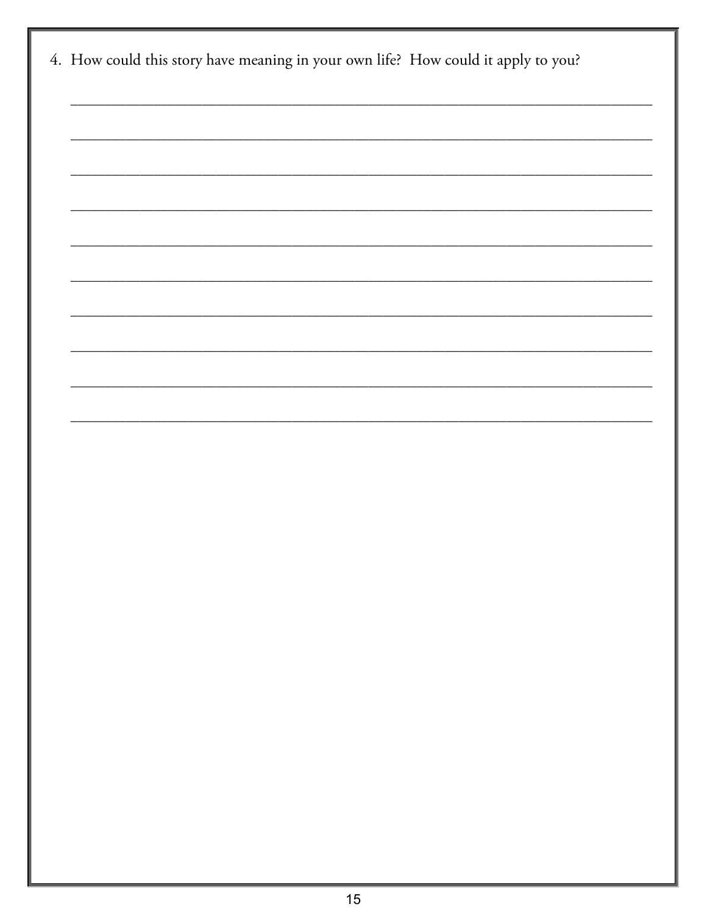4. How could this story have meaning in your own life? How could it apply to you?

\_\_\_\_\_\_\_\_\_\_\_\_\_\_\_\_\_\_\_\_\_\_\_\_\_\_\_\_\_\_\_\_\_\_\_\_\_\_\_\_\_\_\_\_\_\_\_\_\_\_\_\_\_\_\_\_\_\_\_\_\_\_\_\_\_\_\_\_\_\_

\_\_\_\_\_\_\_\_\_\_\_\_\_\_\_\_\_\_\_\_\_\_\_\_\_\_\_\_\_\_\_\_\_\_\_\_\_\_\_\_\_\_\_\_\_\_\_\_\_\_\_\_\_\_\_\_\_\_\_\_\_\_\_\_\_\_\_\_\_\_

\_\_\_\_\_\_\_\_\_\_\_\_\_\_\_\_\_\_\_\_\_\_\_\_\_\_\_\_\_\_\_\_\_\_\_\_\_\_\_\_\_\_\_\_\_\_\_\_\_\_\_\_\_\_\_\_\_\_\_\_\_\_\_\_\_\_\_\_\_\_

\_\_\_\_\_\_\_\_\_\_\_\_\_\_\_\_\_\_\_\_\_\_\_\_\_\_\_\_\_\_\_\_\_\_\_\_\_\_\_\_\_\_\_\_\_\_\_\_\_\_\_\_\_\_\_\_\_\_\_\_\_\_\_\_\_\_\_\_\_\_

\_\_\_\_\_\_\_\_\_\_\_\_\_\_\_\_\_\_\_\_\_\_\_\_\_\_\_\_\_\_\_\_\_\_\_\_\_\_\_\_\_\_\_\_\_\_\_\_\_\_\_\_\_\_\_\_\_\_\_\_\_\_\_\_\_\_\_\_\_\_

\_\_\_\_\_\_\_\_\_\_\_\_\_\_\_\_\_\_\_\_\_\_\_\_\_\_\_\_\_\_\_\_\_\_\_\_\_\_\_\_\_\_\_\_\_\_\_\_\_\_\_\_\_\_\_\_\_\_\_\_\_\_\_\_\_\_\_\_\_\_

\_\_\_\_\_\_\_\_\_\_\_\_\_\_\_\_\_\_\_\_\_\_\_\_\_\_\_\_\_\_\_\_\_\_\_\_\_\_\_\_\_\_\_\_\_\_\_\_\_\_\_\_\_\_\_\_\_\_\_\_\_\_\_\_\_\_\_\_\_\_

\_\_\_\_\_\_\_\_\_\_\_\_\_\_\_\_\_\_\_\_\_\_\_\_\_\_\_\_\_\_\_\_\_\_\_\_\_\_\_\_\_\_\_\_\_\_\_\_\_\_\_\_\_\_\_\_\_\_\_\_\_\_\_\_\_\_\_\_\_\_

\_\_\_\_\_\_\_\_\_\_\_\_\_\_\_\_\_\_\_\_\_\_\_\_\_\_\_\_\_\_\_\_\_\_\_\_\_\_\_\_\_\_\_\_\_\_\_\_\_\_\_\_\_\_\_\_\_\_\_\_\_\_\_\_\_\_\_\_\_\_

\_\_\_\_\_\_\_\_\_\_\_\_\_\_\_\_\_\_\_\_\_\_\_\_\_\_\_\_\_\_\_\_\_\_\_\_\_\_\_\_\_\_\_\_\_\_\_\_\_\_\_\_\_\_\_\_\_\_\_\_\_\_\_\_\_\_\_\_\_\_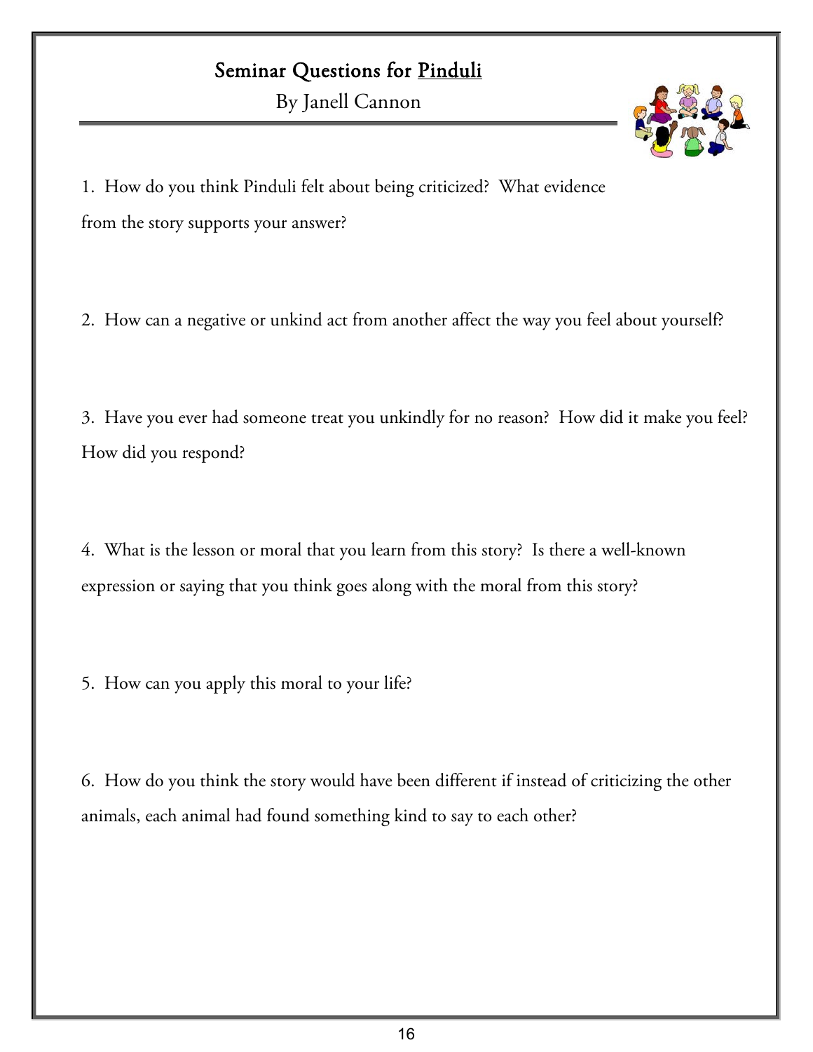# Seminar Questions for Pinduli

By Janell Cannon

1. How do you think Pinduli felt about being criticized? What evidence from the story supports your answer?

2. How can a negative or unkind act from another affect the way you feel about yourself?

3. Have you ever had someone treat you unkindly for no reason? How did it make you feel? How did you respond?

4. What is the lesson or moral that you learn from this story? Is there a well-known expression or saying that you think goes along with the moral from this story?

5. How can you apply this moral to your life?

6. How do you think the story would have been different if instead of criticizing the other animals, each animal had found something kind to say to each other?